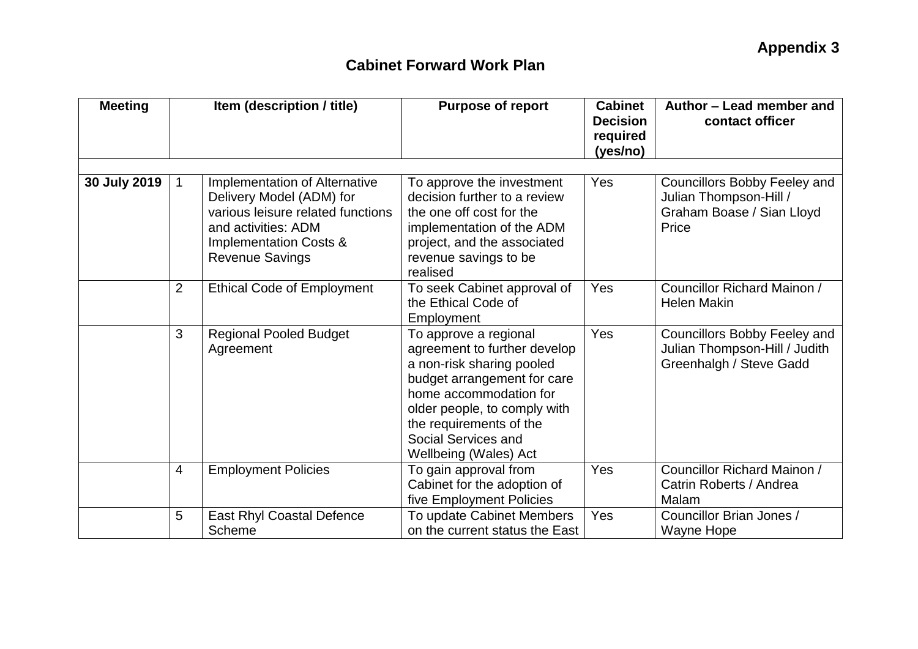**Appendix 3**

# Cabinet Forward Work Plan

| Meeting | Item (description / title) | | Purpose of report | Cabinet Decision required (yes/no) | Author – Lead member and contact officer |
|---|---|---|---|---|---|
| | | | | | |
| **30 July 2019** | 1 | Implementation of Alternative Delivery Model (ADM) for various leisure related functions and activities: ADM Implementation Costs & Revenue Savings | To approve the investment decision further to a review the one off cost for the implementation of the ADM project, and the associated revenue savings to be realised | Yes | Councillors Bobby Feeley and Julian Thompson-Hill / Graham Boase / Sian Lloyd Price |
| | 2 | Ethical Code of Employment | To seek Cabinet approval of the Ethical Code of Employment | Yes | Councillor Richard Mainon / Helen Makin |
| | 3 | Regional Pooled Budget Agreement | To approve a regional agreement to further develop a non-risk sharing pooled budget arrangement for care home accommodation for older people, to comply with the requirements of the Social Services and Wellbeing (Wales) Act | Yes | Councillors Bobby Feeley and Julian Thompson-Hill / Judith Greenhalgh / Steve Gadd |
| | 4 | Employment Policies | To gain approval from Cabinet for the adoption of five Employment Policies | Yes | Councillor Richard Mainon / Catrin Roberts / Andrea Malam |
| | 5 | East Rhyl Coastal Defence Scheme | To update Cabinet Members on the current status the East | Yes | Councillor Brian Jones / Wayne Hope |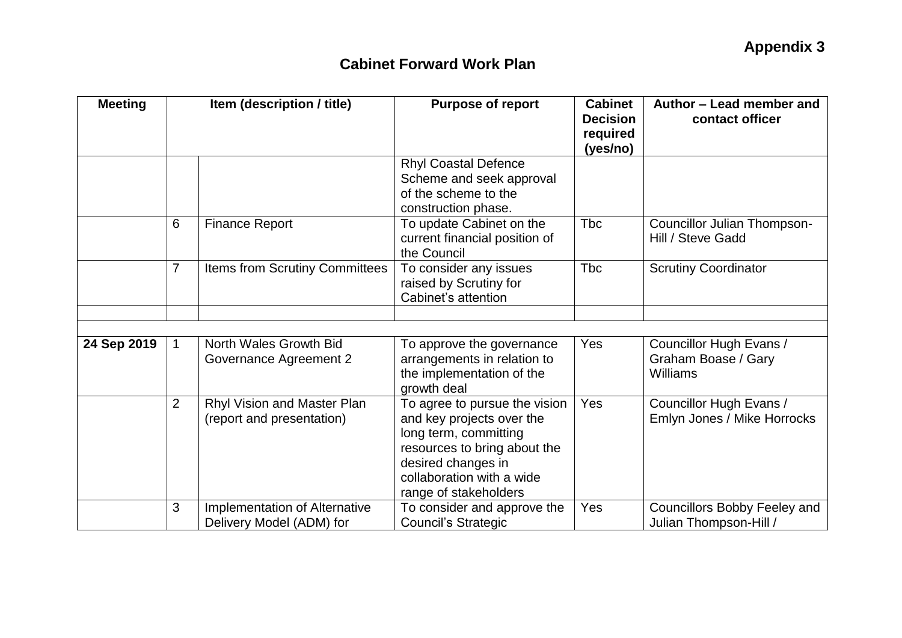**Appendix 3**

## Cabinet Forward Work Plan

| Meeting | Item (description / title) | | Purpose of report | Cabinet Decision required (yes/no) | Author – Lead member and contact officer |
|---|---|---|---|---|---|
| | | | Rhyl Coastal Defence Scheme and seek approval of the scheme to the construction phase. | | |
| | 6 | Finance Report | To update Cabinet on the current financial position of the Council | Tbc | Councillor Julian Thompson-Hill / Steve Gadd |
| | 7 | Items from Scrutiny Committees | To consider any issues raised by Scrutiny for Cabinet's attention | Tbc | Scrutiny Coordinator |
| | | | | | |
| | | | | | |
| **24 Sep 2019** | 1 | North Wales Growth Bid Governance Agreement 2 | To approve the governance arrangements in relation to the implementation of the growth deal | Yes | Councillor Hugh Evans / Graham Boase / Gary Williams |
| | 2 | Rhyl Vision and Master Plan (report and presentation) | To agree to pursue the vision and key projects over the long term, committing resources to bring about the desired changes in collaboration with a wide range of stakeholders | Yes | Councillor Hugh Evans / Emlyn Jones / Mike Horrocks |
| | 3 | Implementation of Alternative Delivery Model (ADM) for | To consider and approve the Council's Strategic | Yes | Councillors Bobby Feeley and Julian Thompson-Hill / |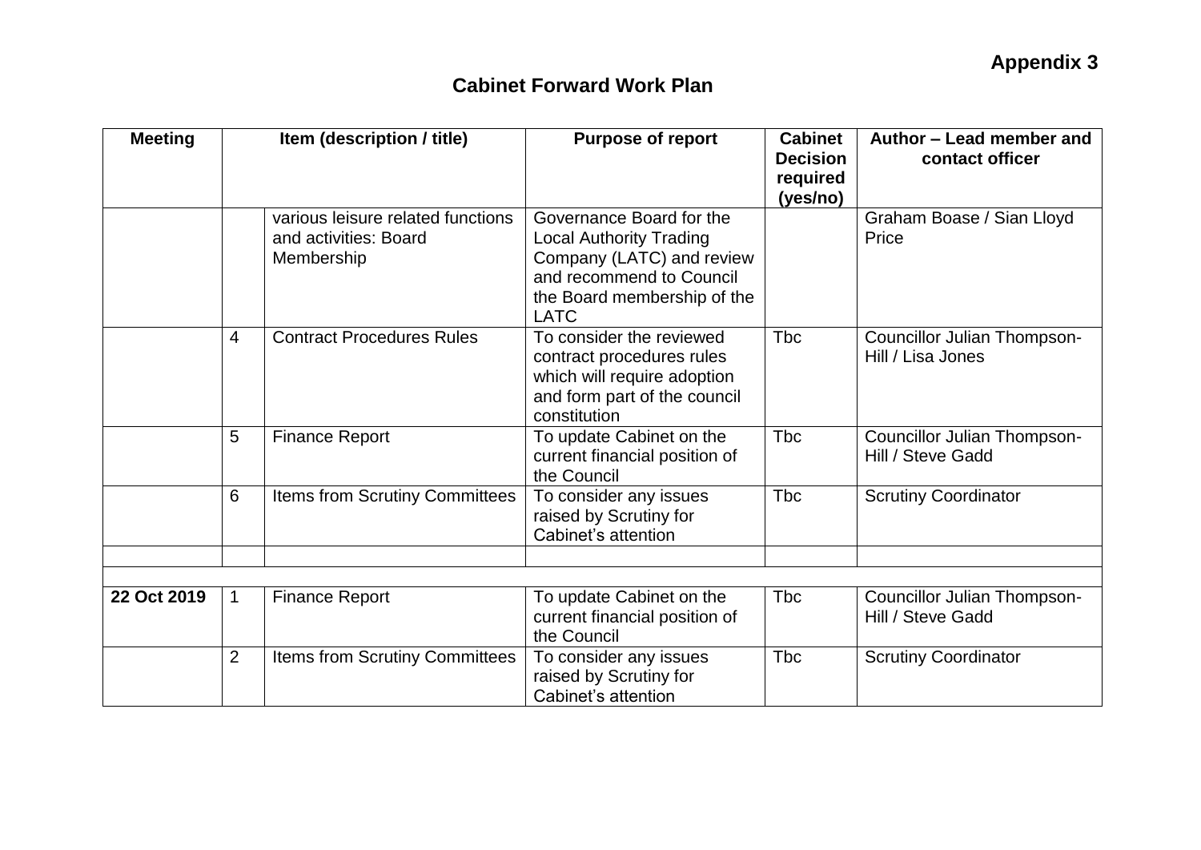**Appendix 3**

## Cabinet Forward Work Plan

| Meeting | Item (description / title) | | Purpose of report | Cabinet Decision required (yes/no) | Author – Lead member and contact officer |
|---|---|---|---|---|---|
| | | various leisure related functions and activities: Board Membership | Governance Board for the Local Authority Trading Company (LATC) and review and recommend to Council the Board membership of the LATC | | Graham Boase / Sian Lloyd Price |
| | 4 | Contract Procedures Rules | To consider the reviewed contract procedures rules which will require adoption and form part of the council constitution | Tbc | Councillor Julian Thompson-Hill / Lisa Jones |
| | 5 | Finance Report | To update Cabinet on the current financial position of the Council | Tbc | Councillor Julian Thompson-Hill / Steve Gadd |
| | 6 | Items from Scrutiny Committees | To consider any issues raised by Scrutiny for Cabinet's attention | Tbc | Scrutiny Coordinator |
| | | | | | |
| | | | | | |
| **22 Oct 2019** | 1 | Finance Report | To update Cabinet on the current financial position of the Council | Tbc | Councillor Julian Thompson-Hill / Steve Gadd |
| | 2 | Items from Scrutiny Committees | To consider any issues raised by Scrutiny for Cabinet's attention | Tbc | Scrutiny Coordinator |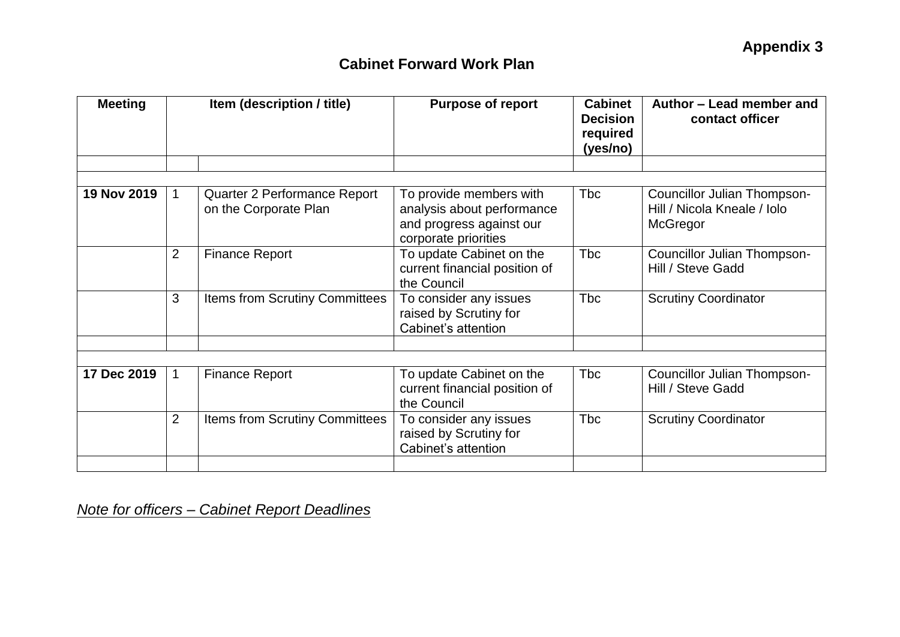**Appendix 3**

## Cabinet Forward Work Plan

| Meeting | Item (description / title) | | Purpose of report | Cabinet Decision required (yes/no) | Author – Lead member and contact officer |
|---|---|---|---|---|---|
| | | | | | |
| | | | | | |
| **19 Nov 2019** | 1 | Quarter 2 Performance Report on the Corporate Plan | To provide members with analysis about performance and progress against our corporate priorities | Tbc | Councillor Julian Thompson-Hill / Nicola Kneale / Iolo McGregor |
| | 2 | Finance Report | To update Cabinet on the current financial position of the Council | Tbc | Councillor Julian Thompson-Hill / Steve Gadd |
| | 3 | Items from Scrutiny Committees | To consider any issues raised by Scrutiny for Cabinet's attention | Tbc | Scrutiny Coordinator |
| | | | | | |
| | | | | | |
| **17 Dec 2019** | 1 | Finance Report | To update Cabinet on the current financial position of the Council | Tbc | Councillor Julian Thompson-Hill / Steve Gadd |
| | 2 | Items from Scrutiny Committees | To consider any issues raised by Scrutiny for Cabinet's attention | Tbc | Scrutiny Coordinator |
| | | | | | |

*Note for officers – Cabinet Report Deadlines*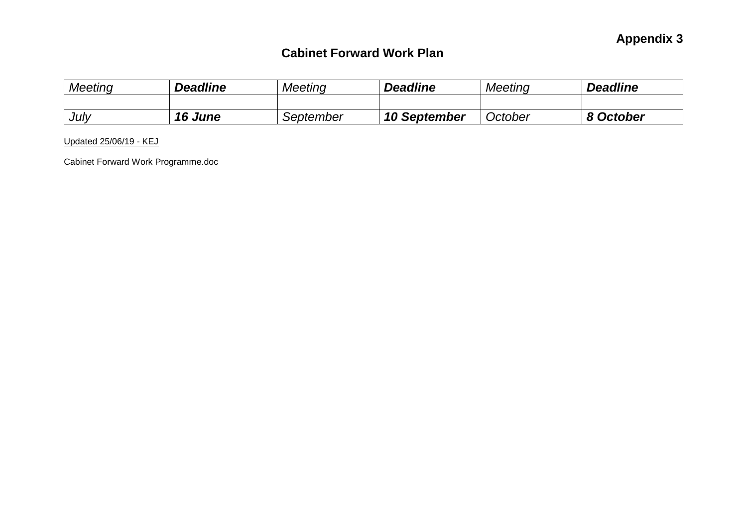**Appendix 3**

## Cabinet Forward Work Plan

| *Meeting* | ***Deadline*** | *Meeting* | ***Deadline*** | *Meeting* | ***Deadline*** |
|---|---|---|---|---|---|
| | | | | | |
| *July* | ***16 June*** | *September* | ***10 September*** | *October* | ***8 October*** |

Updated 25/06/19 - KEJ

Cabinet Forward Work Programme.doc